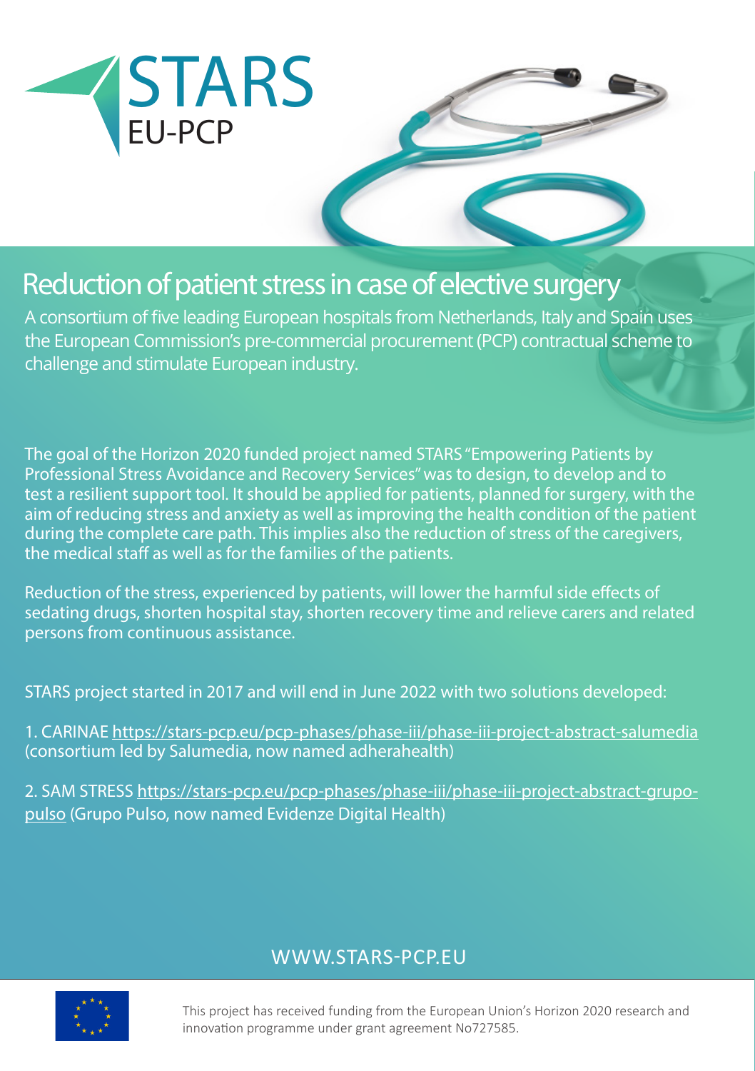# STARS
EU-PCP

## Reduction of patient stress in case of elective surgery

A consortium of five leading European hospitals from Netherlands, Italy and Spain uses the European Commission's pre-commercial procurement (PCP) contractual scheme to challenge and stimulate European industry.

The goal of the Horizon 2020 funded project named STARS "Empowering Patients by Professional Stress Avoidance and Recovery Services" was to design, to develop and to test a resilient support tool. It should be applied for patients, planned for surgery, with the aim of reducing stress and anxiety as well as improving the health condition of the patient during the complete care path. This implies also the reduction of stress of the caregivers, the medical staff as well as for the families of the patients.

Reduction of the stress, experienced by patients, will lower the harmful side effects of sedating drugs, shorten hospital stay, shorten recovery time and relieve carers and related persons from continuous assistance.

STARS project started in 2017 and will end in June 2022 with two solutions developed:

1. CARINAE https://stars-pcp.eu/pcp-phases/phase-iii/phase-iii-project-abstract-salumedia (consortium led by Salumedia, now named adherahealth)

2. SAM STRESS https://stars-pcp.eu/pcp-phases/phase-iii/phase-iii-project-abstract-grupo-pulso (Grupo Pulso, now named Evidenze Digital Health)

WWW.STARS-PCP.EU

This project has received funding from the European Union's Horizon 2020 research and innovation programme under grant agreement No727585.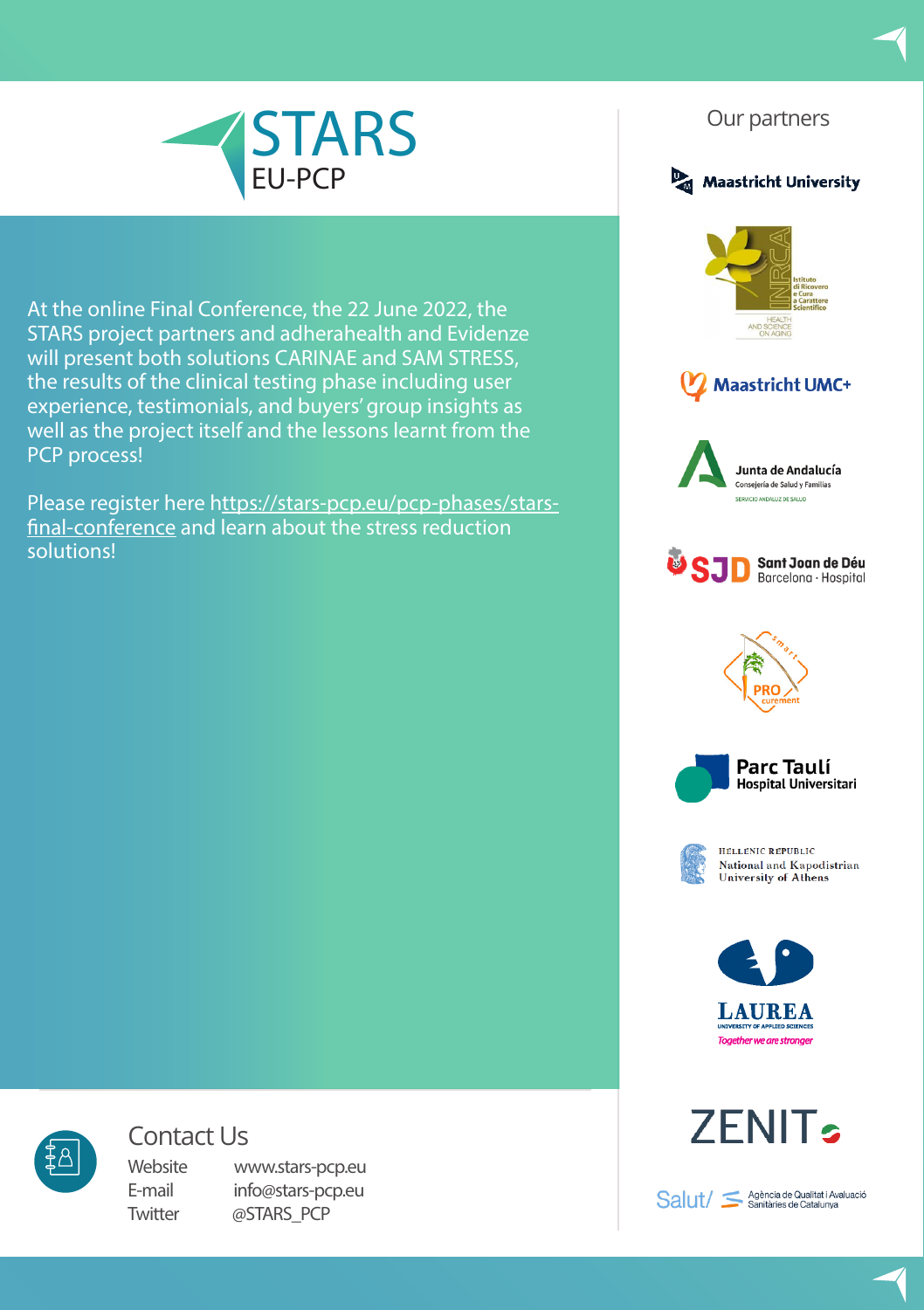# STARS EU-PCP

At the online Final Conference, the 22 June 2022, the STARS project partners and adherahealth and Evidenze will present both solutions CARINAE and SAM STRESS, the results of the clinical testing phase including user experience, testimonials, and buyers' group insights as well as the project itself and the lessons learnt from the PCP process!

Please register here https://stars-pcp.eu/pcp-phases/stars-final-conference and learn about the stress reduction solutions!

## Our partners

- Maastricht University
- INRCA – Istituto di Ricovero e Cura a Carattere Scientifico – Health and Science on Aging
- Maastricht UMC+
- Junta de Andalucía – Consejería de Salud y Familias – Servicio Andaluz de Salud
- SJD Sant Joan de Déu Barcelona · Hospital
- Smart PROcurement
- Parc Taulí Hospital Universitari
- Hellenic Republic – National and Kapodistrian University of Athens
- LAUREA University of Applied Sciences – Together we are stronger
- ZENIT
- Salut/ Agència de Qualitat i Avaluació Sanitàries de Catalunya

## Contact Us

| | |
|---|---|
| Website | www.stars-pcp.eu |
| E-mail | info@stars-pcp.eu |
| Twitter | @STARS_PCP |